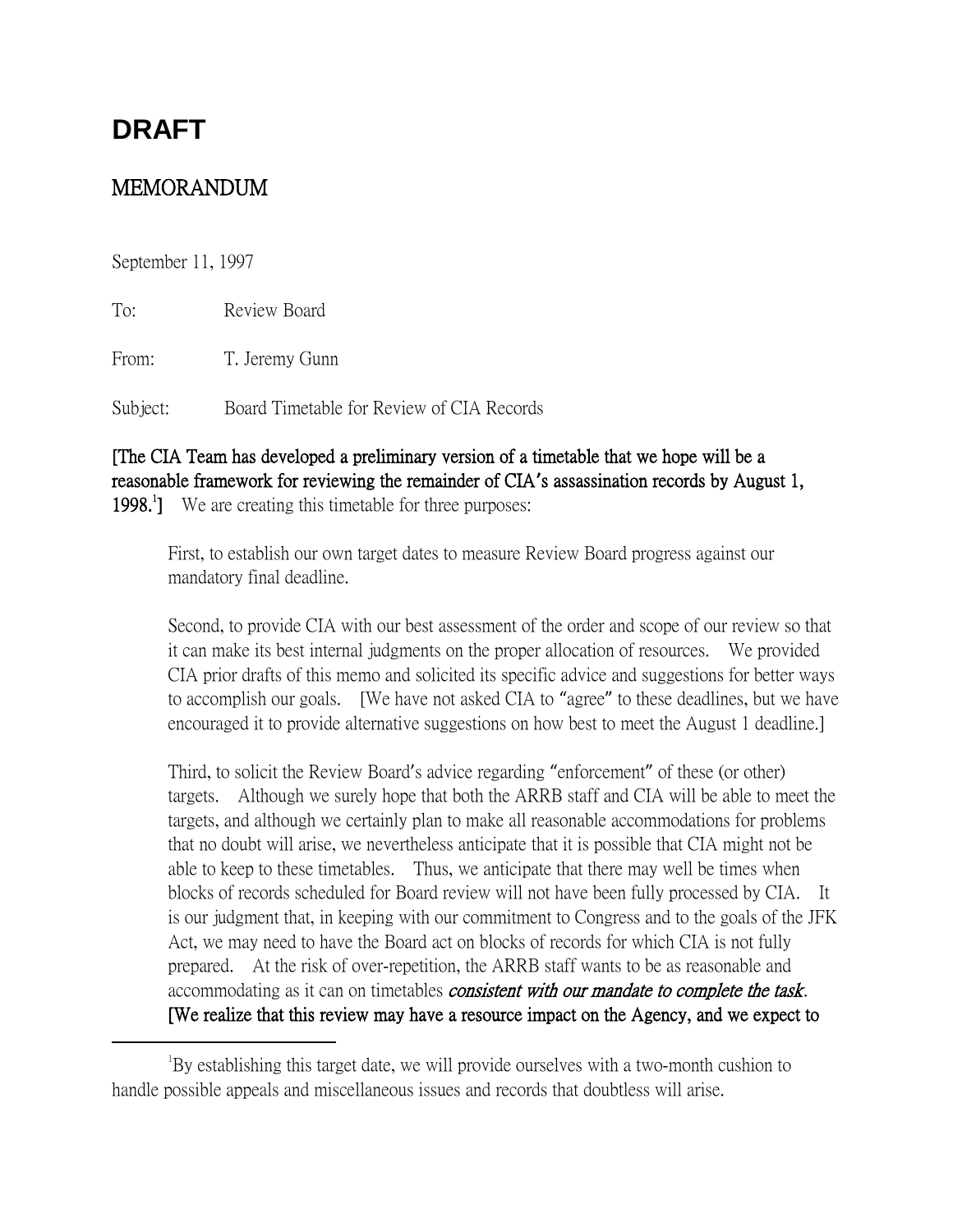# DRAFT

## MEMORANDUM

September 11, 1997

To: Review Board

From: T. Jeremy Gunn

Subject: Board Timetable for Review of CIA Records

**[The CIA Team has developed a preliminary version of a timetable that we hope will be a reasonable framework for reviewing the remainder of CIA's assassination records by August 1, 1998.[1]]** We are creating this timetable for three purposes:

> First, to establish our own target dates to measure Review Board progress against our mandatory final deadline.
>
> Second, to provide CIA with our best assessment of the order and scope of our review so that it can make its best internal judgments on the proper allocation of resources. We provided CIA prior drafts of this memo and solicited its specific advice and suggestions for better ways to accomplish our goals. [We have not asked CIA to "agree" to these deadlines, but we have encouraged it to provide alternative suggestions on how best to meet the August 1 deadline.]
>
> Third, to solicit the Review Board's advice regarding "enforcement" of these (or other) targets. Although we surely hope that both the ARRB staff and CIA will be able to meet the targets, and although we certainly plan to make all reasonable accommodations for problems that no doubt will arise, we nevertheless anticipate that it is possible that CIA might not be able to keep to these timetables. Thus, we anticipate that there may well be times when blocks of records scheduled for Board review will not have been fully processed by CIA. It is our judgment that, in keeping with our commitment to Congress and to the goals of the JFK Act, we may need to have the Board act on blocks of records for which CIA is not fully prepared. At the risk of over-repetition, the ARRB staff wants to be as reasonable and accommodating as it can on timetables ***consistent with our mandate to complete the task***. **[We realize that this review may have a resource impact on the Agency, and we expect to**

---

[1] By establishing this target date, we will provide ourselves with a two-month cushion to handle possible appeals and miscellaneous issues and records that doubtless will arise.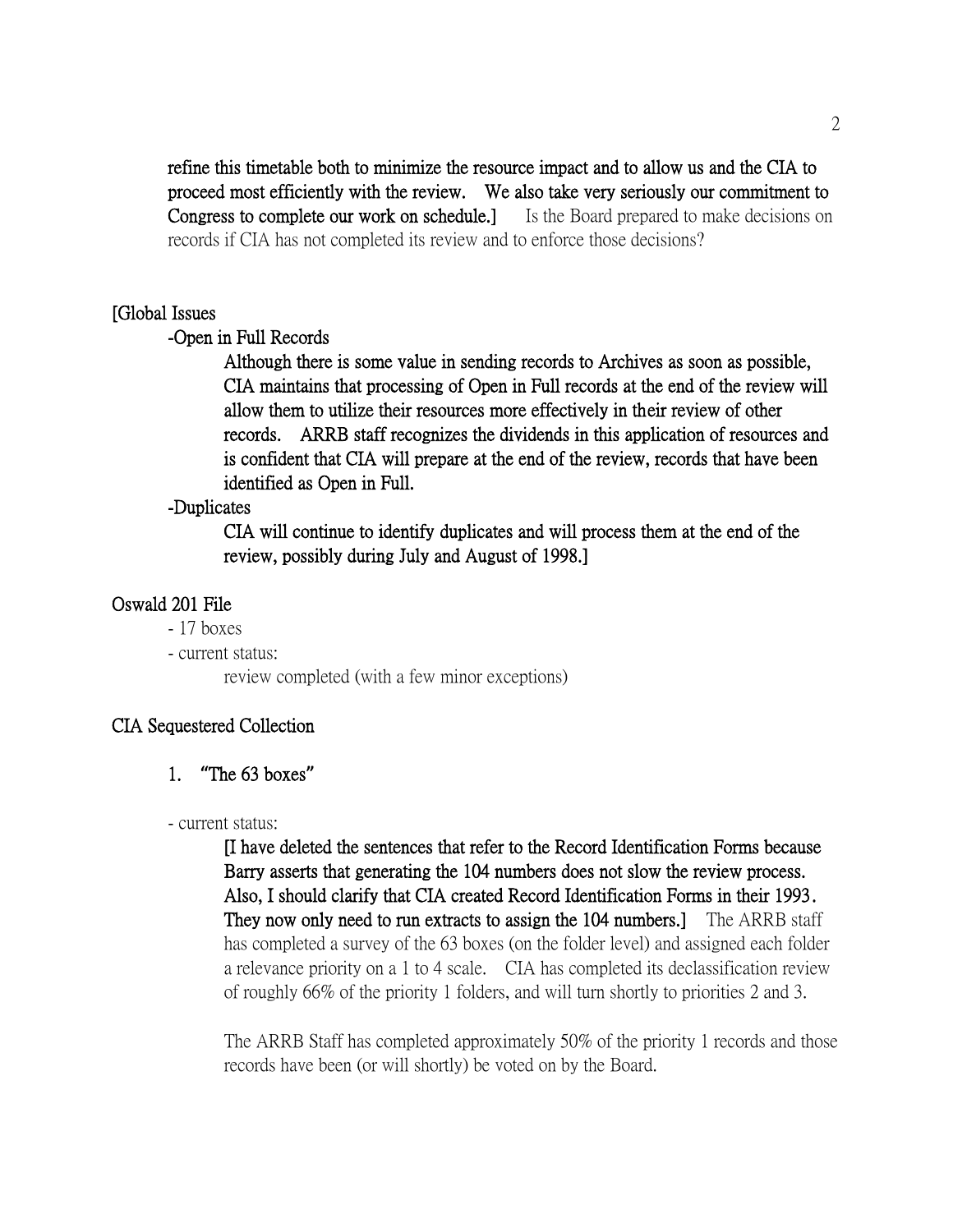**refine this timetable both to minimize the resource impact and to allow us and the CIA to proceed most efficiently with the review. We also take very seriously our commitment to Congress to complete our work on schedule.]** Is the Board prepared to make decisions on records if CIA has not completed its review and to enforce those decisions?

**[Global Issues**

**-Open in Full Records**

**Although there is some value in sending records to Archives as soon as possible, CIA maintains that processing of Open in Full records at the end of the review will allow them to utilize their resources more effectively in their review of other records. ARRB staff recognizes the dividends in this application of resources and is confident that CIA will prepare at the end of the review, records that have been identified as Open in Full.**

**-Duplicates**

**CIA will continue to identify duplicates and will process them at the end of the review, possibly during July and August of 1998.]**

## Oswald 201 File

- 17 boxes
- current status:

  review completed (with a few minor exceptions)

## CIA Sequestered Collection

1. "The 63 boxes"

- current status:

  **[I have deleted the sentences that refer to the Record Identification Forms because Barry asserts that generating the 104 numbers does not slow the review process. Also, I should clarify that CIA created Record Identification Forms in their 1993. They now only need to run extracts to assign the 104 numbers.]** The ARRB staff has completed a survey of the 63 boxes (on the folder level) and assigned each folder a relevance priority on a 1 to 4 scale. CIA has completed its declassification review of roughly 66% of the priority 1 folders, and will turn shortly to priorities 2 and 3.

  The ARRB Staff has completed approximately 50% of the priority 1 records and those records have been (or will shortly) be voted on by the Board.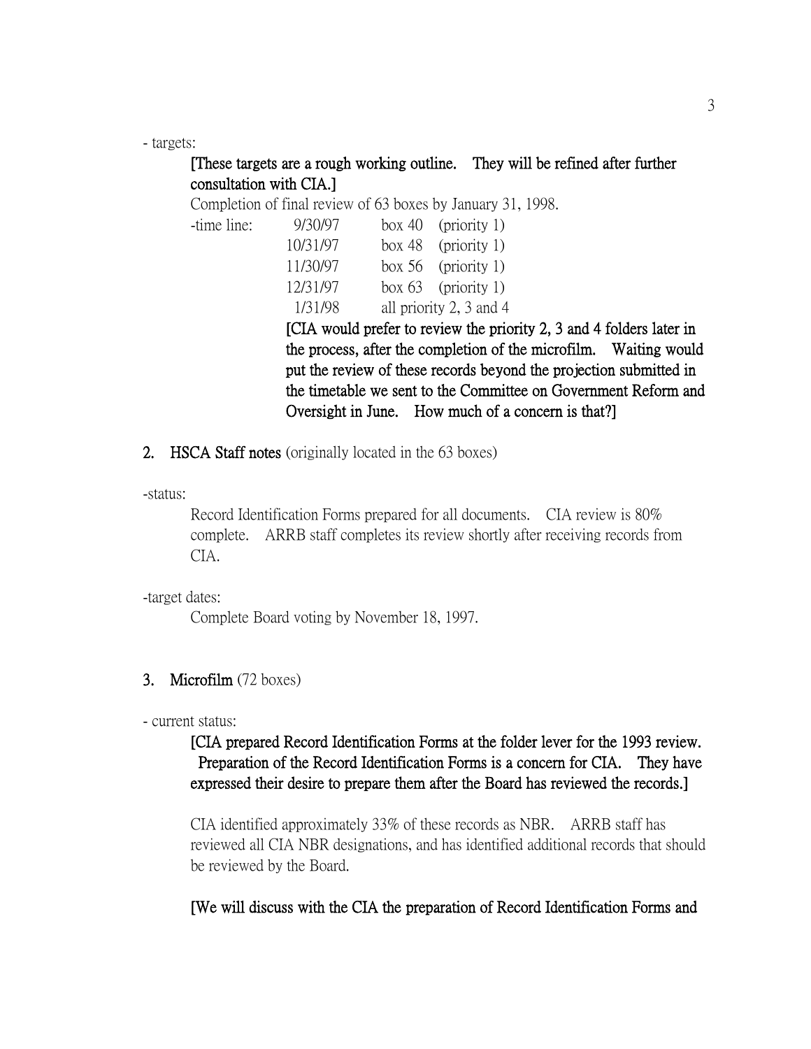- targets:

**[These targets are a rough working outline. They will be refined after further consultation with CIA.]**

Completion of final review of 63 boxes by January 31, 1998.

| -time line: | 9/30/97 | box 40 (priority 1) |
|---|---|---|
| | 10/31/97 | box 48 (priority 1) |
| | 11/30/97 | box 56 (priority 1) |
| | 12/31/97 | box 63 (priority 1) |
| | 1/31/98 | all priority 2, 3 and 4 |

**[CIA would prefer to review the priority 2, 3 and 4 folders later in the process, after the completion of the microfilm. Waiting would put the review of these records beyond the projection submitted in the timetable we sent to the Committee on Government Reform and Oversight in June. How much of a concern is that?]**

2. **HSCA Staff notes** (originally located in the 63 boxes)

-status:

Record Identification Forms prepared for all documents. CIA review is 80% complete. ARRB staff completes its review shortly after receiving records from CIA.

-target dates:

Complete Board voting by November 18, 1997.

3. **Microfilm** (72 boxes)

- current status:

**[CIA prepared Record Identification Forms at the folder lever for the 1993 review. Preparation of the Record Identification Forms is a concern for CIA. They have expressed their desire to prepare them after the Board has reviewed the records.]**

CIA identified approximately 33% of these records as NBR. ARRB staff has reviewed all CIA NBR designations, and has identified additional records that should be reviewed by the Board.

**[We will discuss with the CIA the preparation of Record Identification Forms and**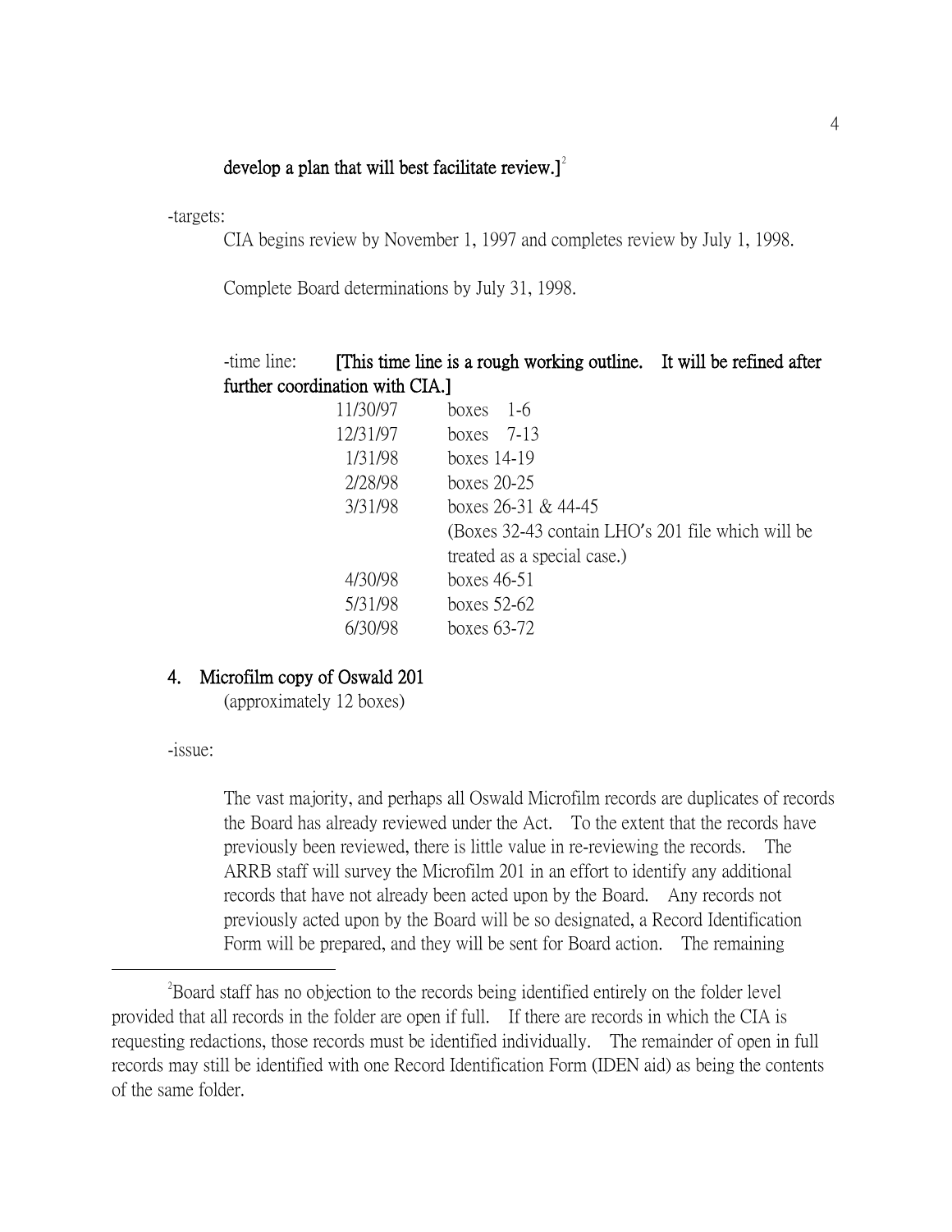**develop a plan that will best facilitate review.]**[2]

-targets:

CIA begins review by November 1, 1997 and completes review by July 1, 1998.

Complete Board determinations by July 31, 1998.

-time line: **[This time line is a rough working outline. It will be refined after further coordination with CIA.]**

| | |
|---|---|
| 11/30/97 | boxes 1-6 |
| 12/31/97 | boxes 7-13 |
| 1/31/98 | boxes 14-19 |
| 2/28/98 | boxes 20-25 |
| 3/31/98 | boxes 26-31 & 44-45 (Boxes 32-43 contain LHO's 201 file which will be treated as a special case.) |
| 4/30/98 | boxes 46-51 |
| 5/31/98 | boxes 52-62 |
| 6/30/98 | boxes 63-72 |

## 4. Microfilm copy of Oswald 201

(approximately 12 boxes)

-issue:

The vast majority, and perhaps all Oswald Microfilm records are duplicates of records the Board has already reviewed under the Act. To the extent that the records have previously been reviewed, there is little value in re-reviewing the records. The ARRB staff will survey the Microfilm 201 in an effort to identify any additional records that have not already been acted upon by the Board. Any records not previously acted upon by the Board will be so designated, a Record Identification Form will be prepared, and they will be sent for Board action. The remaining

---

[2] Board staff has no objection to the records being identified entirely on the folder level provided that all records in the folder are open if full. If there are records in which the CIA is requesting redactions, those records must be identified individually. The remainder of open in full records may still be identified with one Record Identification Form (IDEN aid) as being the contents of the same folder.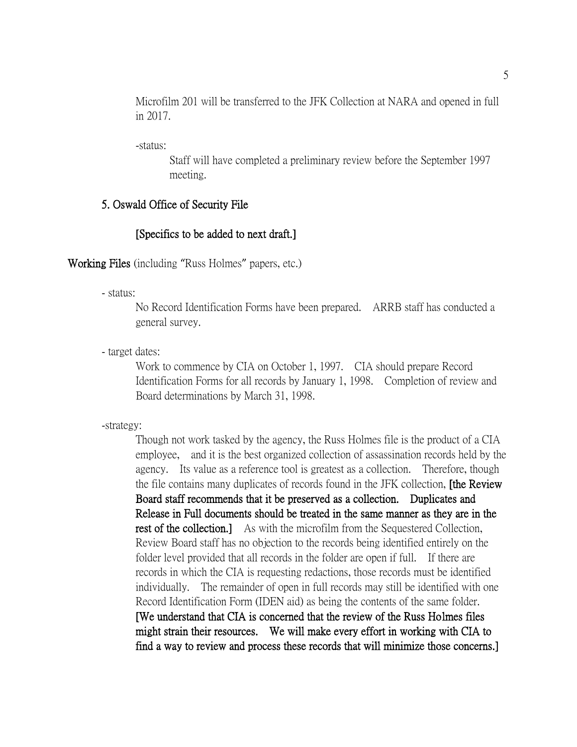Microfilm 201 will be transferred to the JFK Collection at NARA and opened in full in 2017.

-status:

Staff will have completed a preliminary review before the September 1997 meeting.

**5. Oswald Office of Security File**

**[Specifics to be added to next draft.]**

**Working Files** (including "Russ Holmes" papers, etc.)

- status:

No Record Identification Forms have been prepared. ARRB staff has conducted a general survey.

- target dates:

Work to commence by CIA on October 1, 1997. CIA should prepare Record Identification Forms for all records by January 1, 1998. Completion of review and Board determinations by March 31, 1998.

-strategy:

Though not work tasked by the agency, the Russ Holmes file is the product of a CIA employee, and it is the best organized collection of assassination records held by the agency. Its value as a reference tool is greatest as a collection. Therefore, though the file contains many duplicates of records found in the JFK collection, **[the Review Board staff recommends that it be preserved as a collection. Duplicates and Release in Full documents should be treated in the same manner as they are in the rest of the collection.]** As with the microfilm from the Sequestered Collection, Review Board staff has no objection to the records being identified entirely on the folder level provided that all records in the folder are open if full. If there are records in which the CIA is requesting redactions, those records must be identified individually. The remainder of open in full records may still be identified with one Record Identification Form (IDEN aid) as being the contents of the same folder. **[We understand that CIA is concerned that the review of the Russ Holmes files might strain their resources. We will make every effort in working with CIA to find a way to review and process these records that will minimize those concerns.]**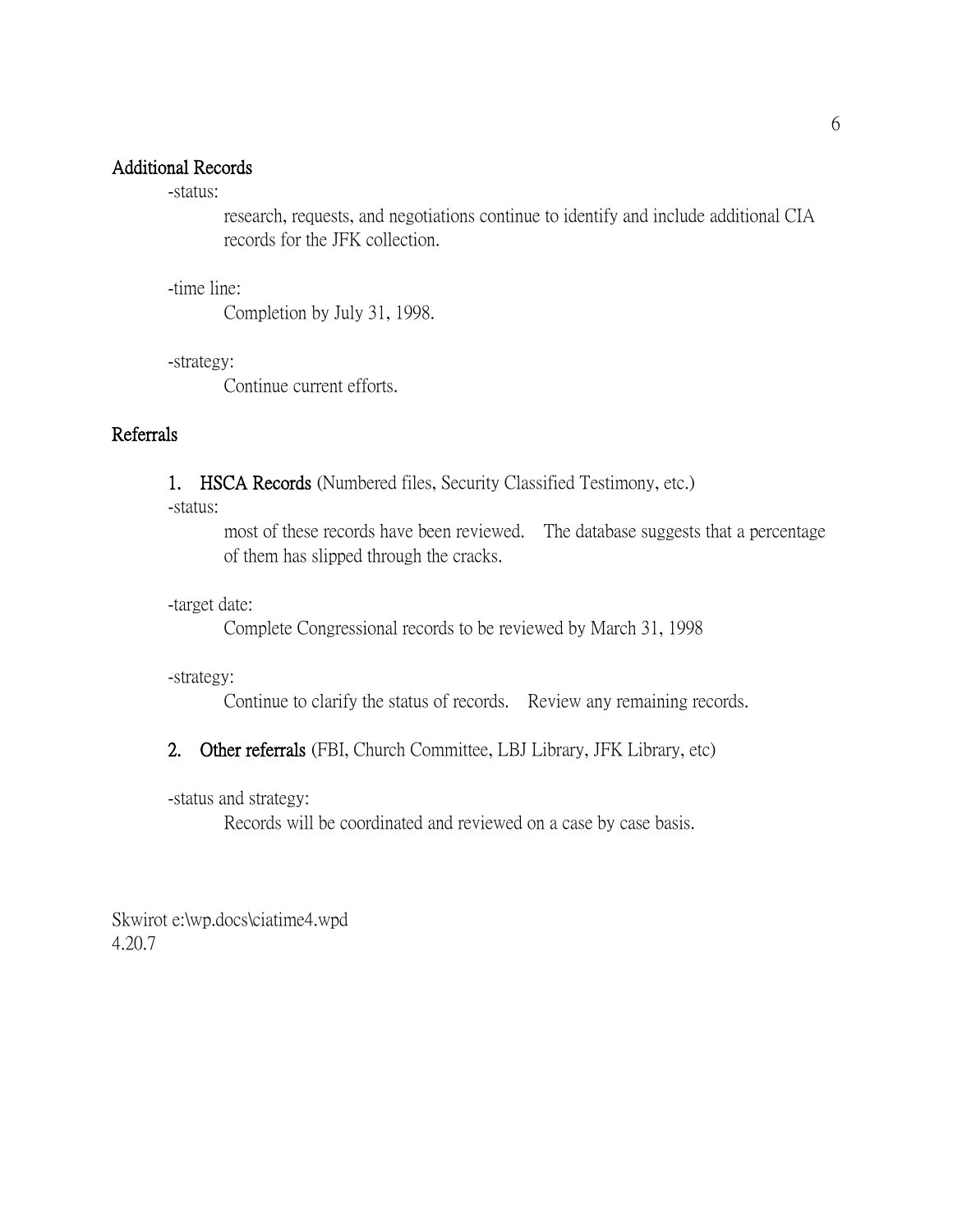## Additional Records

-status:

research, requests, and negotiations continue to identify and include additional CIA records for the JFK collection.

-time line:

Completion by July 31, 1998.

-strategy:

Continue current efforts.

## Referrals

1. **HSCA Records** (Numbered files, Security Classified Testimony, etc.)

-status:

most of these records have been reviewed. The database suggests that a percentage of them has slipped through the cracks.

-target date:

Complete Congressional records to be reviewed by March 31, 1998

-strategy:

Continue to clarify the status of records. Review any remaining records.

2. **Other referrals** (FBI, Church Committee, LBJ Library, JFK Library, etc)

-status and strategy:

Records will be coordinated and reviewed on a case by case basis.

Skwirot e:\wp.docs\ciatime4.wpd
4.20.7